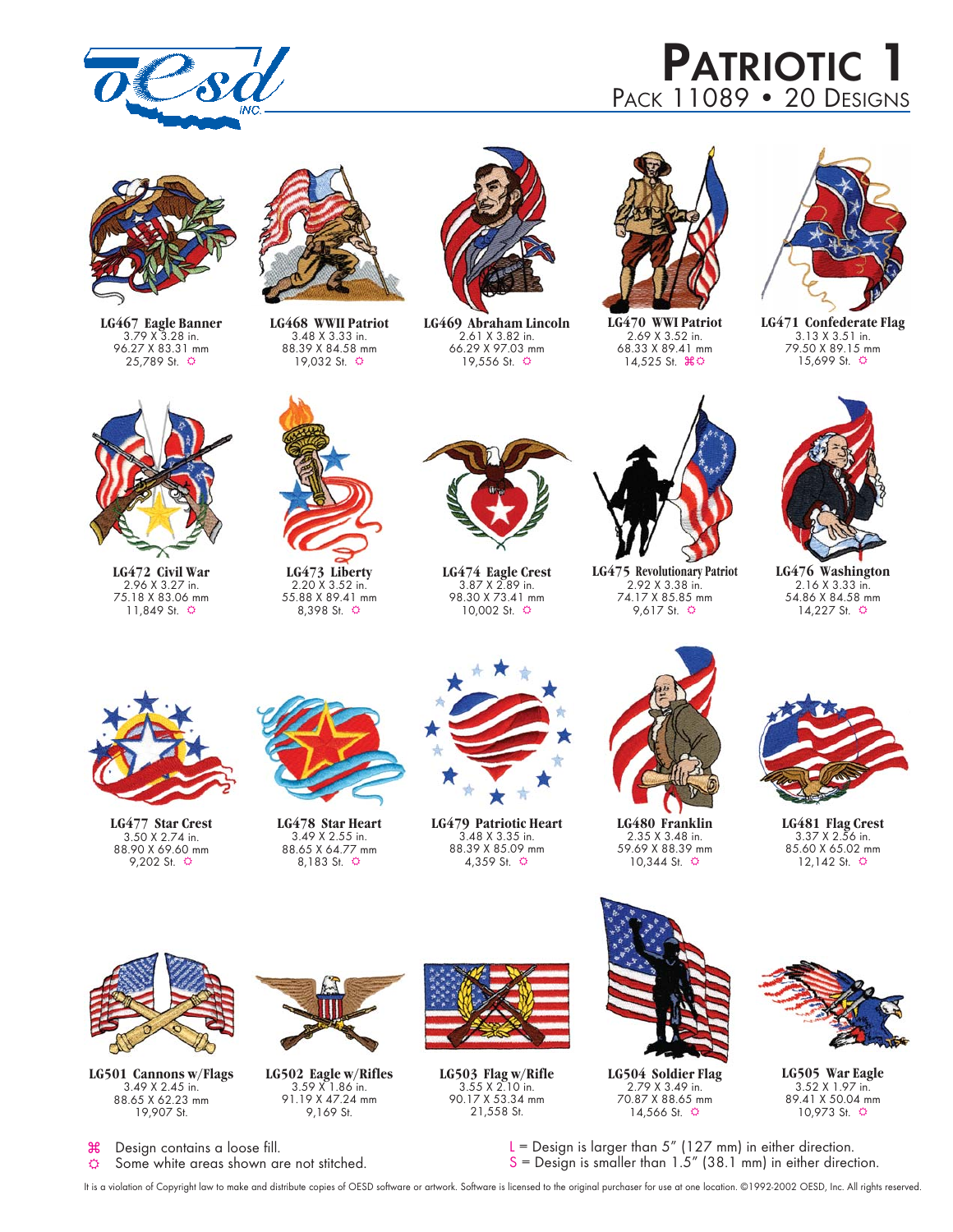# PATRIOTIC 1

PACK 11089 • 20 DESIGNS

**LG467 Eagle Banner**
3.79 X 3.28 in.
96.27 X 83.31 mm
25,789 St. ☼

**LG468 WWII Patriot**
3.48 X 3.33 in.
88.39 X 84.58 mm
19,032 St. ☼

**LG469 Abraham Lincoln**
2.61 X 3.82 in.
66.29 X 97.03 mm
19,556 St. ☼

**LG470 WWI Patriot**
2.69 X 3.52 in.
68.33 X 89.41 mm
14,525 St. ⌘☼

**LG471 Confederate Flag**
3.13 X 3.51 in.
79.50 X 89.15 mm
15,699 St. ☼

**LG472 Civil War**
2.96 X 3.27 in.
75.18 X 83.06 mm
11,849 St. ☼

**LG473 Liberty**
2.20 X 3.52 in.
55.88 X 89.41 mm
8,398 St. ☼

**LG474 Eagle Crest**
3.87 X 2.89 in.
98.30 X 73.41 mm
10,002 St. ☼

**LG475 Revolutionary Patriot**
2.92 X 3.38 in.
74.17 X 85.85 mm
9,617 St. ☼

**LG476 Washington**
2.16 X 3.33 in.
54.86 X 84.58 mm
14,227 St. ☼

**LG477 Star Crest**
3.50 X 2.74 in.
88.90 X 69.60 mm
9,202 St. ☼

**LG478 Star Heart**
3.49 X 2.55 in.
88.65 X 64.77 mm
8,183 St. ☼

**LG479 Patriotic Heart**
3.48 X 3.35 in.
88.39 X 85.09 mm
4,359 St. ☼

**LG480 Franklin**
2.35 X 3.48 in.
59.69 X 88.39 mm
10,344 St. ☼

**LG481 Flag Crest**
3.37 X 2.56 in.
85.60 X 65.02 mm
12,142 St. ☼

**LG501 Cannons w/Flags**
3.49 X 2.45 in.
88.65 X 62.23 mm
19,907 St.

**LG502 Eagle w/Rifles**
3.59 X 1.86 in.
91.19 X 47.24 mm
9,169 St.

**LG503 Flag w/Rifle**
3.55 X 2.10 in.
90.17 X 53.34 mm
21,558 St.

**LG504 Soldier Flag**
2.79 X 3.49 in.
70.87 X 88.65 mm
14,566 St. ☼

**LG505 War Eagle**
3.52 X 1.97 in.
89.41 X 50.04 mm
10,973 St. ☼

⌘ Design contains a loose fill.
☼ Some white areas shown are not stitched.

L = Design is larger than 5" (127 mm) in either direction.
S = Design is smaller than 1.5" (38.1 mm) in either direction.

It is a violation of Copyright law to make and distribute copies of OESD software or artwork. Software is licensed to the original purchaser for use at one location. ©1992-2002 OESD, Inc. All rights reserved.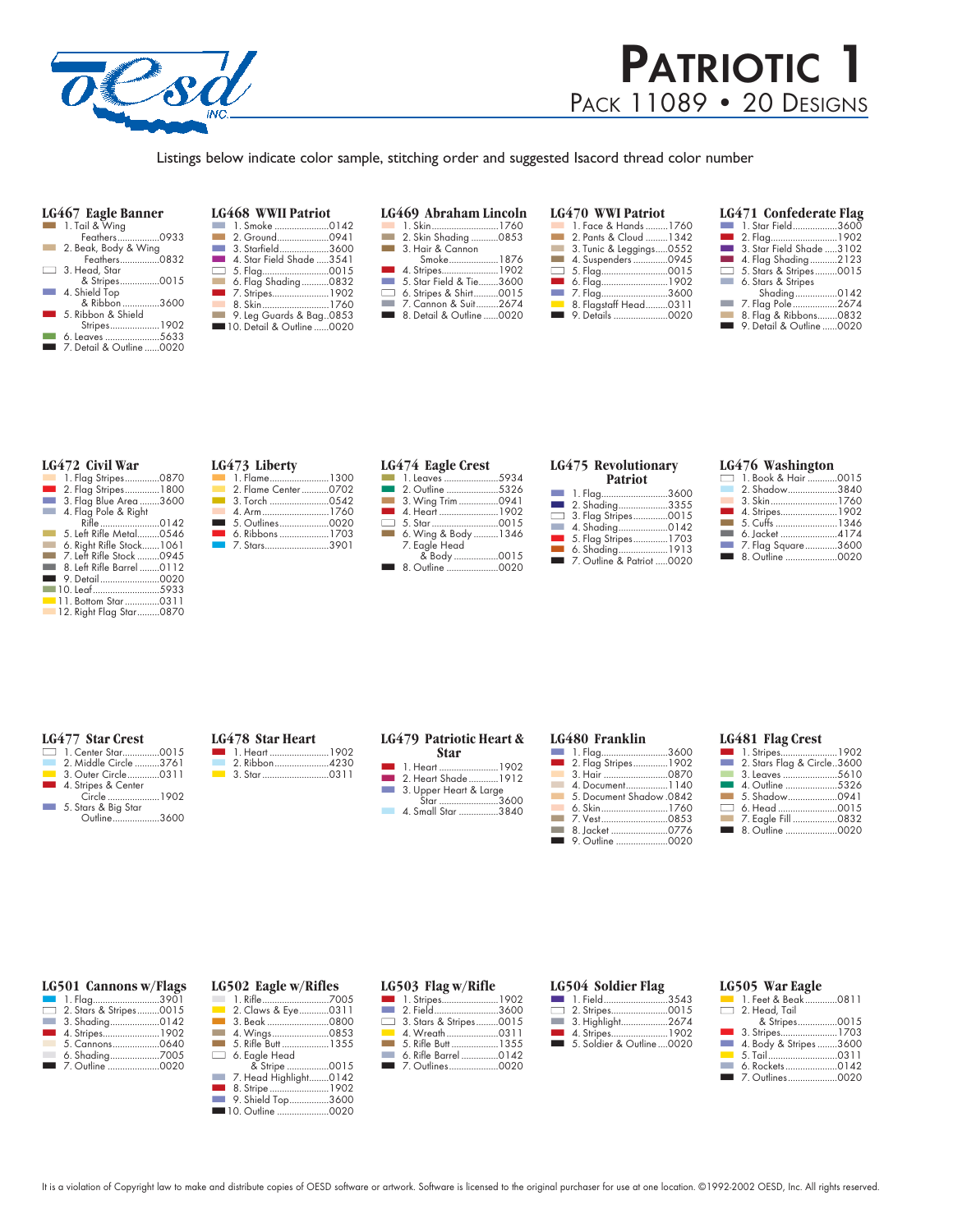# Patriotic 1

## Pack 11089 • 20 Designs

Listings below indicate color sample, stitching order and suggested Isacord thread color number

### LG467 Eagle Banner
1. Tail & Wing Feathers.................0933
2. Beak, Body & Wing Feathers................0832
3. Head, Star & Stripes................0015
4. Shield Top & Ribbon...............3600
5. Ribbon & Shield Stripes....................1902
6. Leaves......................5633
7. Detail & Outline......0020

### LG468 WWII Patriot
1. Smoke......................0142
2. Ground.....................0941
3. Starfield....................3600
4. Star Field Shade.....3541
5. Flag...........................0015
6. Flag Shading...........0832
7. Stripes.......................1902
8. Skin...........................1760
9. Leg Guards & Bag..0853
10. Detail & Outline......0020

### LG469 Abraham Lincoln
1. Skin...........................1760
2. Skin Shading...........0853
3. Hair & Cannon Smoke....................1876
4. Stripes.......................1902
5. Star Field & Tie........3600
6. Stripes & Shirt..........0015
7. Cannon & Suit.........2674
8. Detail & Outline......0020

### LG470 WWI Patriot
1. Face & Hands.........1760
2. Pants & Cloud.........1342
3. Tunic & Leggings.....0552
4. Suspenders.............0945
5. Flag...........................0015
6. Flag...........................1902
7. Flag...........................3600
8. Flagstaff Head.........0311
9. Details......................0020

### LG471 Confederate Flag
1. Star Field.................3600
2. Flag...........................1902
3. Star Field Shade.....3102
4. Flag Shading...........2123
5. Stars & Stripes.........0015
6. Stars & Stripes Shading.................0142
7. Flag Pole..................2674
8. Flag & Ribbons........0832
9. Detail & Outline......0020

### LG472 Civil War
1. Flag Stripes.............0870
2. Flag Stripes.............1800
3. Flag Blue Area........3600
4. Flag Pole & Right Rifle........................0142
5. Left Rifle Metal.........0546
6. Right Rifle Stock.......1061
7. Left Rifle Stock.........0945
8. Left Rifle Barrel........0112
9. Detail........................0020
10. Leaf...........................5933
11. Bottom Star.............0311
12. Right Flag Star.........0870

### LG473 Liberty
1. Flame........................1300
2. Flame Center...........0702
3. Torch........................0542
4. Arm...........................1760
5. Outlines....................0020
6. Ribbons....................1703
7. Stars..........................3901

### LG474 Eagle Crest
1. Leaves......................5934
2. Outline.....................5326
3. Wing Trim................0941
4. Heart........................1902
5. Star...........................0015
6. Wing & Body..........1346
7. Eagle Head & Body..................0015
8. Outline.....................0020

### LG475 Revolutionary Patriot
1. Flag...........................3600
2. Shading...................3355
3. Flag Stripes.............0015
4. Shading....................0142
5. Flag Stripes.............1703
6. Shading....................1913
7. Outline & Patriot.....0020

### LG476 Washington
1. Book & Hair...........0015
2. Shadow....................3840
3. Skin...........................1760
4. Stripes.......................1902
5. Cuffs.........................1346
6. Jacket.......................4174
7. Flag Square............3600
8. Outline.....................0020

### LG477 Star Crest
1. Center Star..............0015
2. Middle Circle..........3761
3. Outer Circle............0311
4. Stripes & Center Circle.....................1902
5. Stars & Big Star Outline...................3600

### LG478 Star Heart
1. Heart........................1902
2. Ribbon......................4230
3. Star...........................0311

### LG479 Patriotic Heart & Star
1. Heart........................1902
2. Heart Shade............1912
3. Upper Heart & Large Star.......................3600
4. Small Star................3840

### LG480 Franklin
1. Flag...........................3600
2. Flag Stripes.............1902
3. Hair..........................0870
4. Document................1140
5. Document Shadow.0842
6. Skin...........................1760
7. Vest...........................0853
8. Jacket.......................0776
9. Outline.....................0020

### LG481 Flag Crest
1. Stripes.......................1902
2. Stars Flag & Circle..3600
3. Leaves.....................5610
4. Outline.....................5326
5. Shadow....................0941
6. Head........................0015
7. Eagle Fill.................0832
8. Outline.....................0020

### LG501 Cannons w/Flags
1. Flag...........................3901
2. Stars & Stripes.........0015
3. Shading....................0142
4. Stripes.......................1902
5. Cannons....................0640
6. Shading....................7005
7. Outline.....................0020

### LG502 Eagle w/Rifles
1. Rifle..........................7005
2. Claws & Eye............0311
3. Beak.........................0800
4. Wings.......................0853
5. Rifle Butt..................1355
6. Eagle Head & Stripe.................0015
7. Head Highlight........0142
8. Stripe........................1902
9. Shield Top................3600
10. Outline.....................0020

### LG503 Flag w/Rifle
1. Stripes.......................1902
2. Field..........................3600
3. Stars & Stripes.........0015
4. Wreath.....................0311
5. Rifle Butt..................1355
6. Rifle Barrel...............0142
7. Outlines....................0020

### LG504 Soldier Flag
1. Field..........................3543
2. Stripes.......................0015
3. Highlight..................2674
4. Stripes.......................1902
5. Soldier & Outline....0020

### LG505 War Eagle
1. Feet & Beak.............0811
2. Head, Tail & Stripes................0015
3. Stripes.......................1703
4. Body & Stripes........3600
5. Tail...........................0311
6. Rockets.....................0142
7. Outlines....................0020

It is a violation of Copyright law to make and distribute copies of OESD software or artwork. Software is licensed to the original purchaser for use at one location. ©1992-2002 OESD, Inc. All rights reserved.